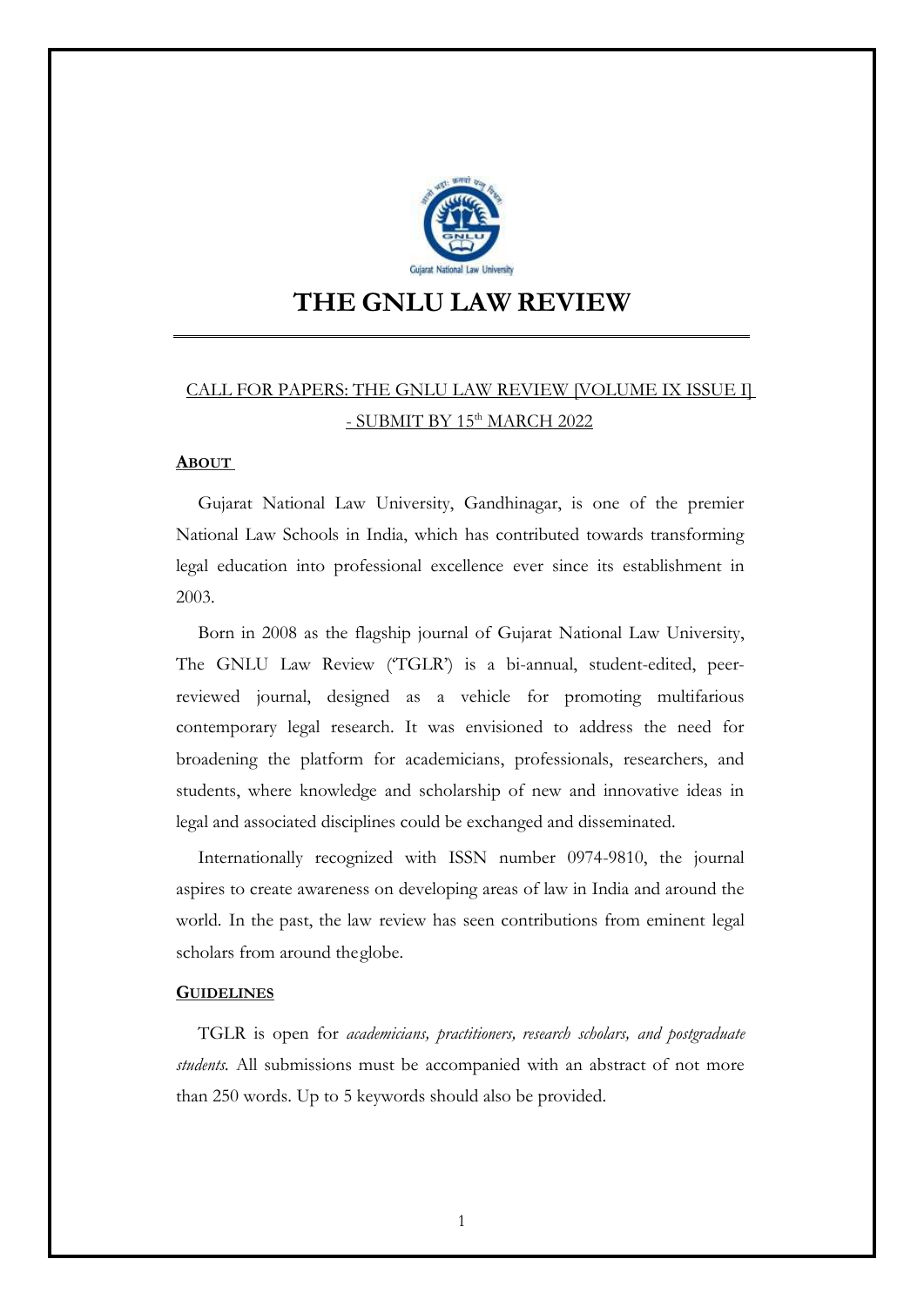# THE GNLU LAW REVIEW

CALL FOR PAPERS: THE GNLU LAW REVIEW [VOLUME IX ISSUE I] - SUBMIT BY 15th MARCH 2022

## ABOUT

Gujarat National Law University, Gandhinagar, is one of the premier National Law Schools in India, which has contributed towards transforming legal education into professional excellence ever since its establishment in 2003.

Born in 2008 as the flagship journal of Gujarat National Law University, The GNLU Law Review ('TGLR') is a bi-annual, student-edited, peer-reviewed journal, designed as a vehicle for promoting multifarious contemporary legal research. It was envisioned to address the need for broadening the platform for academicians, professionals, researchers, and students, where knowledge and scholarship of new and innovative ideas in legal and associated disciplines could be exchanged and disseminated.

Internationally recognized with ISSN number 0974-9810, the journal aspires to create awareness on developing areas of law in India and around the world. In the past, the law review has seen contributions from eminent legal scholars from around the globe.

## GUIDELINES

TGLR is open for *academicians, practitioners, research scholars, and postgraduate students*. All submissions must be accompanied with an abstract of not more than 250 words. Up to 5 keywords should also be provided.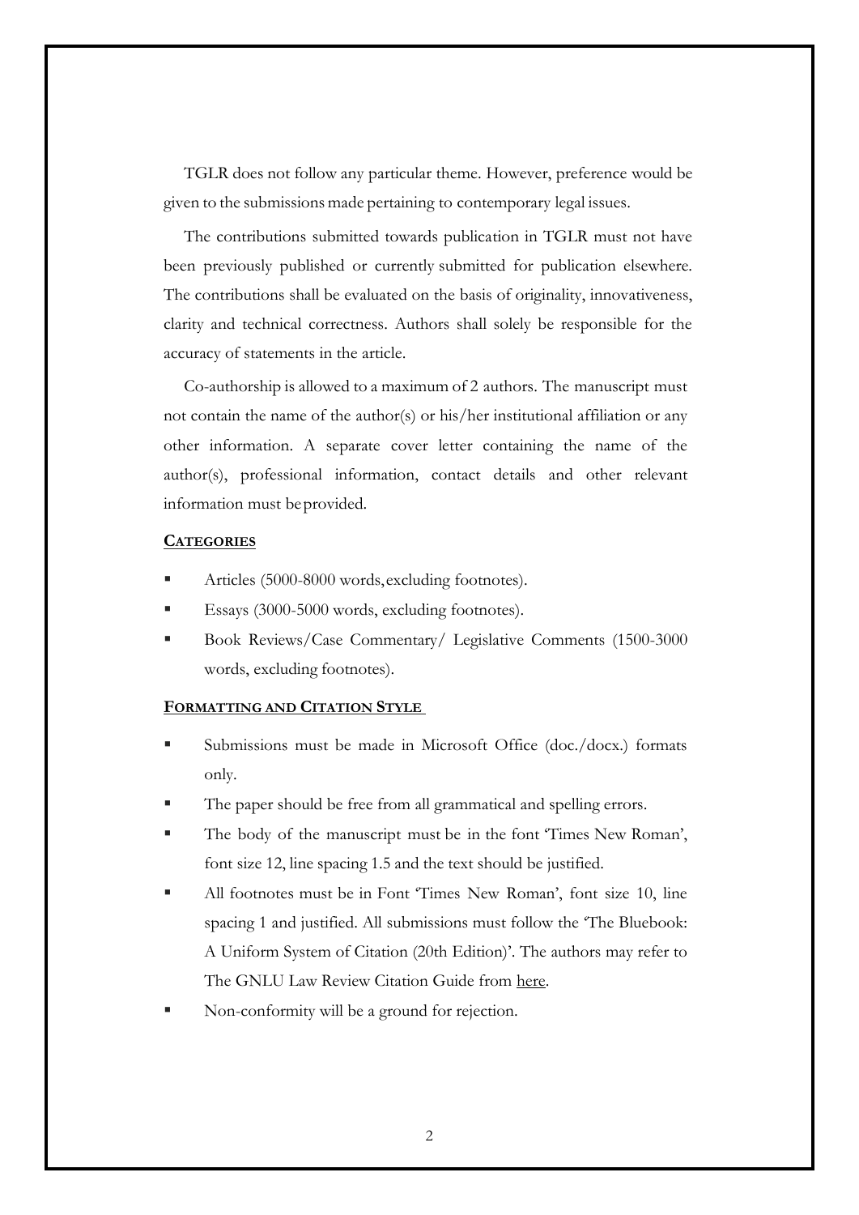TGLR does not follow any particular theme. However, preference would be given to the submissions made pertaining to contemporary legal issues.

The contributions submitted towards publication in TGLR must not have been previously published or currently submitted for publication elsewhere. The contributions shall be evaluated on the basis of originality, innovativeness, clarity and technical correctness. Authors shall solely be responsible for the accuracy of statements in the article.

Co-authorship is allowed to a maximum of 2 authors. The manuscript must not contain the name of the author(s) or his/her institutional affiliation or any other information. A separate cover letter containing the name of the author(s), professional information, contact details and other relevant information must be provided.

## CATEGORIES

- Articles (5000-8000 words, excluding footnotes).
- Essays (3000-5000 words, excluding footnotes).
- Book Reviews/Case Commentary/ Legislative Comments (1500-3000 words, excluding footnotes).

## FORMATTING AND CITATION STYLE

- Submissions must be made in Microsoft Office (doc./docx.) formats only.
- The paper should be free from all grammatical and spelling errors.
- The body of the manuscript must be in the font 'Times New Roman', font size 12, line spacing 1.5 and the text should be justified.
- All footnotes must be in Font 'Times New Roman', font size 10, line spacing 1 and justified. All submissions must follow the 'The Bluebook: A Uniform System of Citation (20th Edition)'. The authors may refer to The GNLU Law Review Citation Guide from here.
- Non-conformity will be a ground for rejection.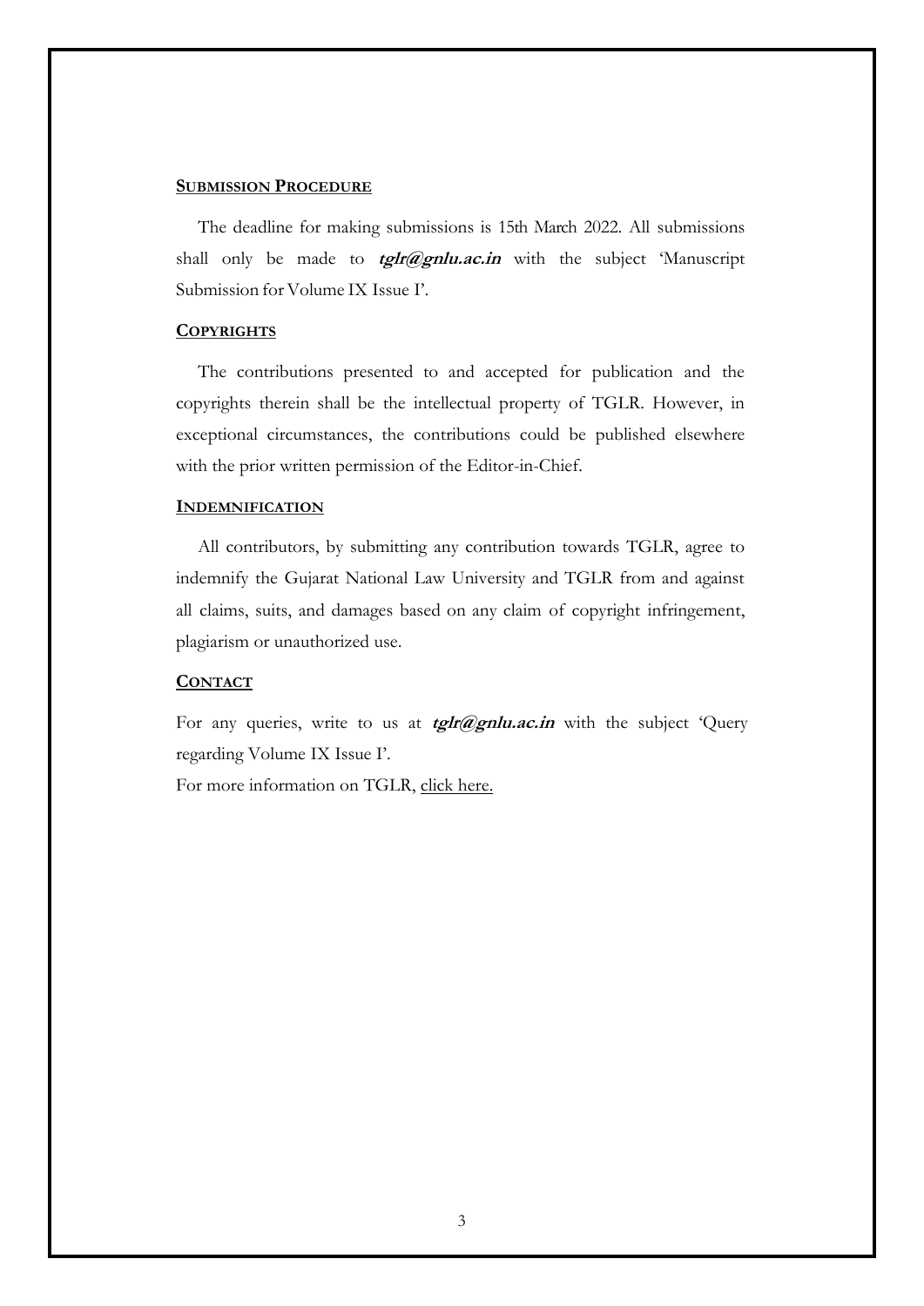## SUBMISSION PROCEDURE

The deadline for making submissions is 15th March 2022. All submissions shall only be made to ***tglr@gnlu.ac.in*** with the subject 'Manuscript Submission for Volume IX Issue I'.

## COPYRIGHTS

The contributions presented to and accepted for publication and the copyrights therein shall be the intellectual property of TGLR. However, in exceptional circumstances, the contributions could be published elsewhere with the prior written permission of the Editor-in-Chief.

## INDEMNIFICATION

All contributors, by submitting any contribution towards TGLR, agree to indemnify the Gujarat National Law University and TGLR from and against all claims, suits, and damages based on any claim of copyright infringement, plagiarism or unauthorized use.

## CONTACT

For any queries, write to us at ***tglr@gnlu.ac.in*** with the subject 'Query regarding Volume IX Issue I'.

For more information on TGLR, click here.